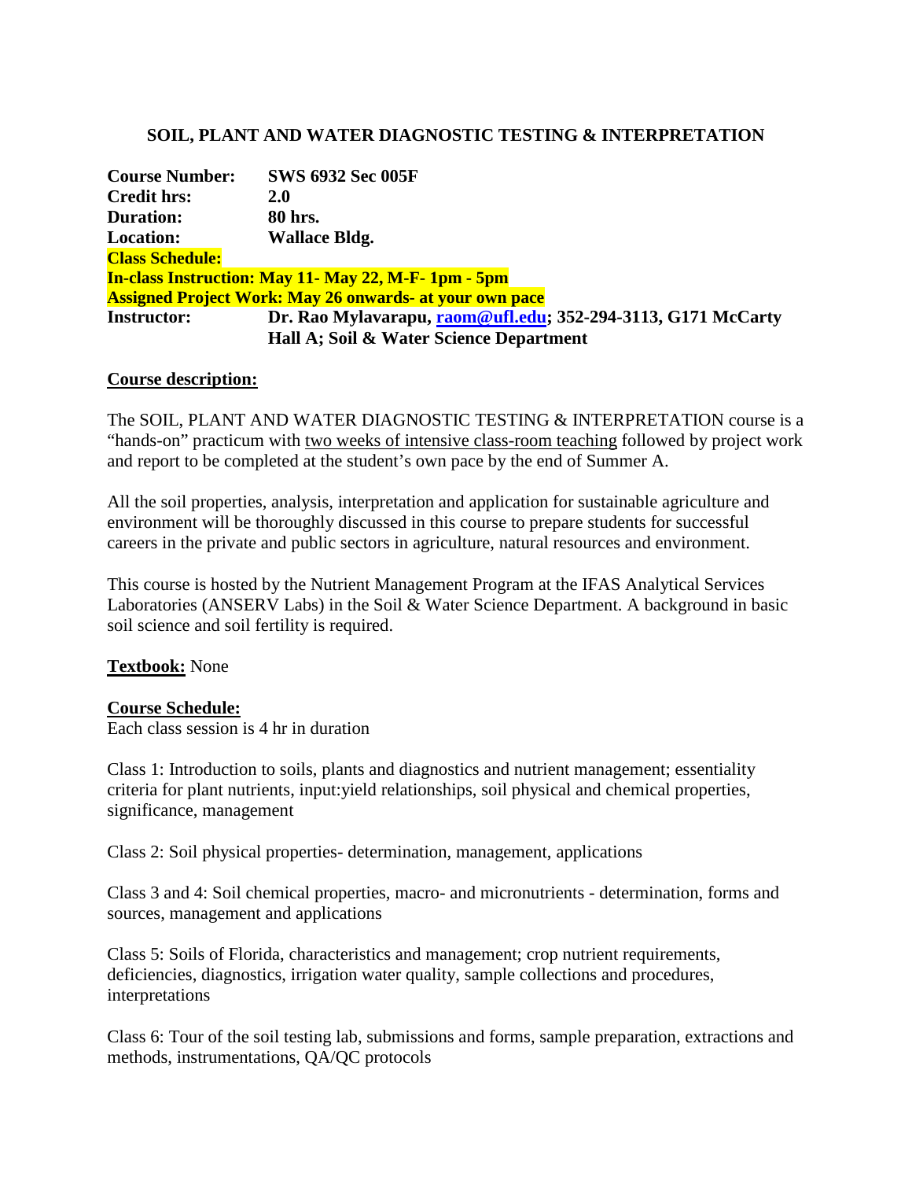# SOIL, PLANT AND WATER DIAGNOSTIC TESTING & INTERPRETATION

**Course Number:** **SWS 6932 Sec 005F**
**Credit hrs:** **2.0**
**Duration:** **80 hrs.**
**Location:** **Wallace Bldg.**
**Class Schedule:**
**In-class Instruction: May 11- May 22, M-F- 1pm - 5pm**
**Assigned Project Work: May 26 onwards- at your own pace**
**Instructor:** **Dr. Rao Mylavarapu, [raom@ufl.edu](mailto:raom@ufl.edu); 352-294-3113, G171 McCarty Hall A; Soil & Water Science Department**

**Course description:**

The SOIL, PLANT AND WATER DIAGNOSTIC TESTING & INTERPRETATION course is a "hands-on" practicum with two weeks of intensive class-room teaching followed by project work and report to be completed at the student's own pace by the end of Summer A.

All the soil properties, analysis, interpretation and application for sustainable agriculture and environment will be thoroughly discussed in this course to prepare students for successful careers in the private and public sectors in agriculture, natural resources and environment.

This course is hosted by the Nutrient Management Program at the IFAS Analytical Services Laboratories (ANSERV Labs) in the Soil & Water Science Department. A background in basic soil science and soil fertility is required.

**Textbook:** None

**Course Schedule:**
Each class session is 4 hr in duration

Class 1: Introduction to soils, plants and diagnostics and nutrient management; essentiality criteria for plant nutrients, input:yield relationships, soil physical and chemical properties, significance, management

Class 2: Soil physical properties- determination, management, applications

Class 3 and 4: Soil chemical properties, macro- and micronutrients - determination, forms and sources, management and applications

Class 5: Soils of Florida, characteristics and management; crop nutrient requirements, deficiencies, diagnostics, irrigation water quality, sample collections and procedures, interpretations

Class 6: Tour of the soil testing lab, submissions and forms, sample preparation, extractions and methods, instrumentations, QA/QC protocols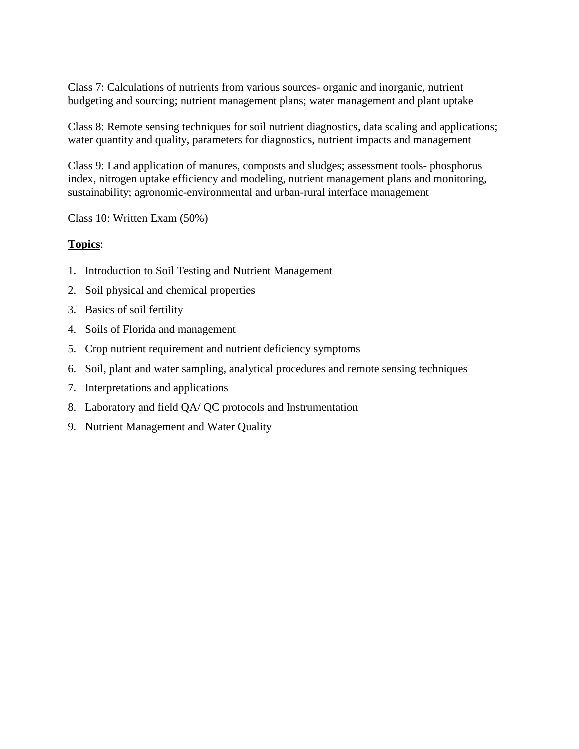Class 7: Calculations of nutrients from various sources- organic and inorganic, nutrient budgeting and sourcing; nutrient management plans; water management and plant uptake

Class 8: Remote sensing techniques for soil nutrient diagnostics, data scaling and applications; water quantity and quality, parameters for diagnostics, nutrient impacts and management

Class 9: Land application of manures, composts and sludges; assessment tools- phosphorus index, nitrogen uptake efficiency and modeling, nutrient management plans and monitoring, sustainability; agronomic-environmental and urban-rural interface management

Class 10: Written Exam (50%)

**Topics**:

1. Introduction to Soil Testing and Nutrient Management
2. Soil physical and chemical properties
3. Basics of soil fertility
4. Soils of Florida and management
5. Crop nutrient requirement and nutrient deficiency symptoms
6. Soil, plant and water sampling, analytical procedures and remote sensing techniques
7. Interpretations and applications
8. Laboratory and field QA/ QC protocols and Instrumentation
9. Nutrient Management and Water Quality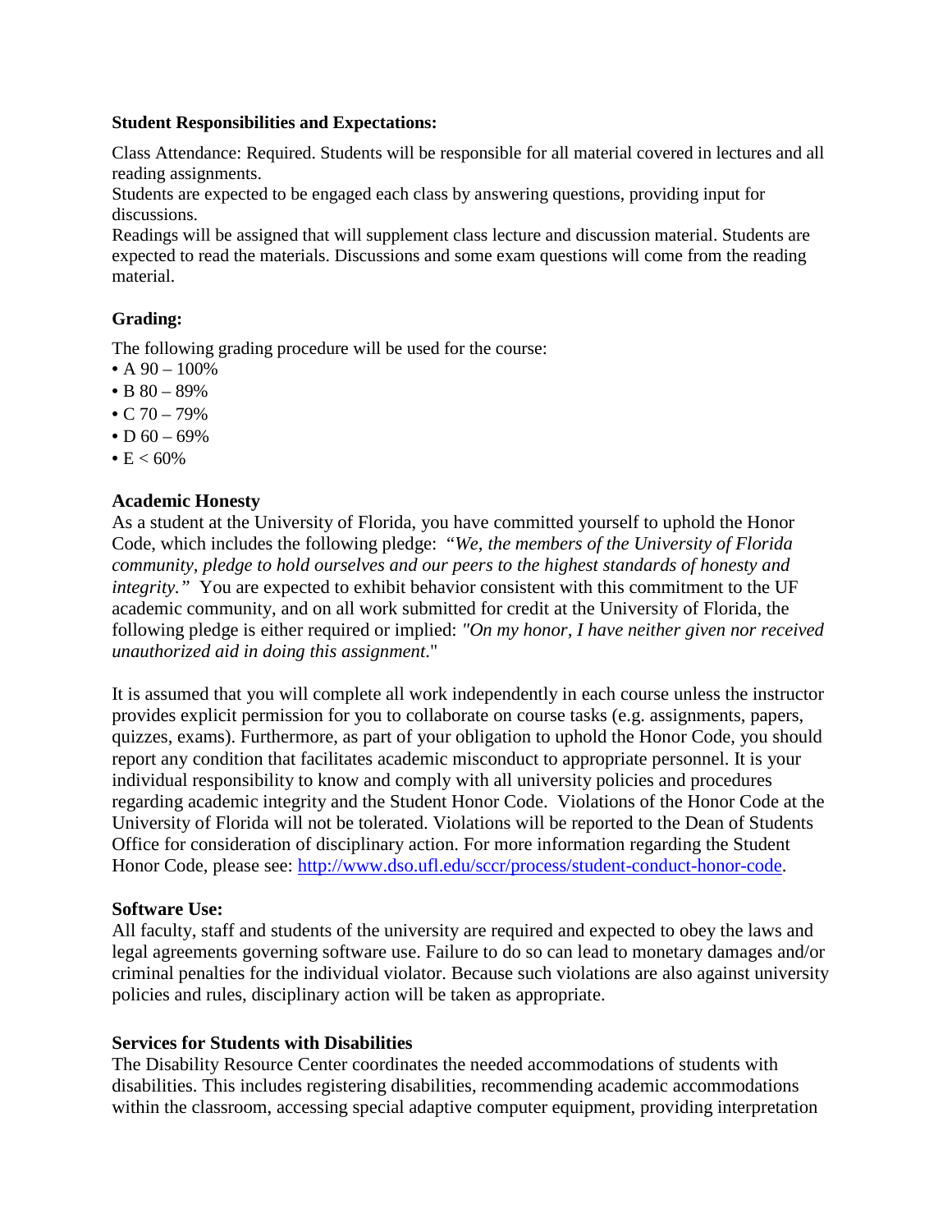**Student Responsibilities and Expectations:**

Class Attendance: Required. Students will be responsible for all material covered in lectures and all reading assignments.
Students are expected to be engaged each class by answering questions, providing input for discussions.
Readings will be assigned that will supplement class lecture and discussion material. Students are expected to read the materials. Discussions and some exam questions will come from the reading material.

**Grading:**

The following grading procedure will be used for the course:

- A 90 – 100%
- B 80 – 89%
- C 70 – 79%
- D 60 – 69%
- E < 60%

**Academic Honesty**

As a student at the University of Florida, you have committed yourself to uphold the Honor Code, which includes the following pledge: *"We, the members of the University of Florida community, pledge to hold ourselves and our peers to the highest standards of honesty and integrity."* You are expected to exhibit behavior consistent with this commitment to the UF academic community, and on all work submitted for credit at the University of Florida, the following pledge is either required or implied: *"On my honor, I have neither given nor received unauthorized aid in doing this assignment."*

It is assumed that you will complete all work independently in each course unless the instructor provides explicit permission for you to collaborate on course tasks (e.g. assignments, papers, quizzes, exams). Furthermore, as part of your obligation to uphold the Honor Code, you should report any condition that facilitates academic misconduct to appropriate personnel. It is your individual responsibility to know and comply with all university policies and procedures regarding academic integrity and the Student Honor Code. Violations of the Honor Code at the University of Florida will not be tolerated. Violations will be reported to the Dean of Students Office for consideration of disciplinary action. For more information regarding the Student Honor Code, please see: http://www.dso.ufl.edu/sccr/process/student-conduct-honor-code.

**Software Use:**

All faculty, staff and students of the university are required and expected to obey the laws and legal agreements governing software use. Failure to do so can lead to monetary damages and/or criminal penalties for the individual violator. Because such violations are also against university policies and rules, disciplinary action will be taken as appropriate.

**Services for Students with Disabilities**

The Disability Resource Center coordinates the needed accommodations of students with disabilities. This includes registering disabilities, recommending academic accommodations within the classroom, accessing special adaptive computer equipment, providing interpretation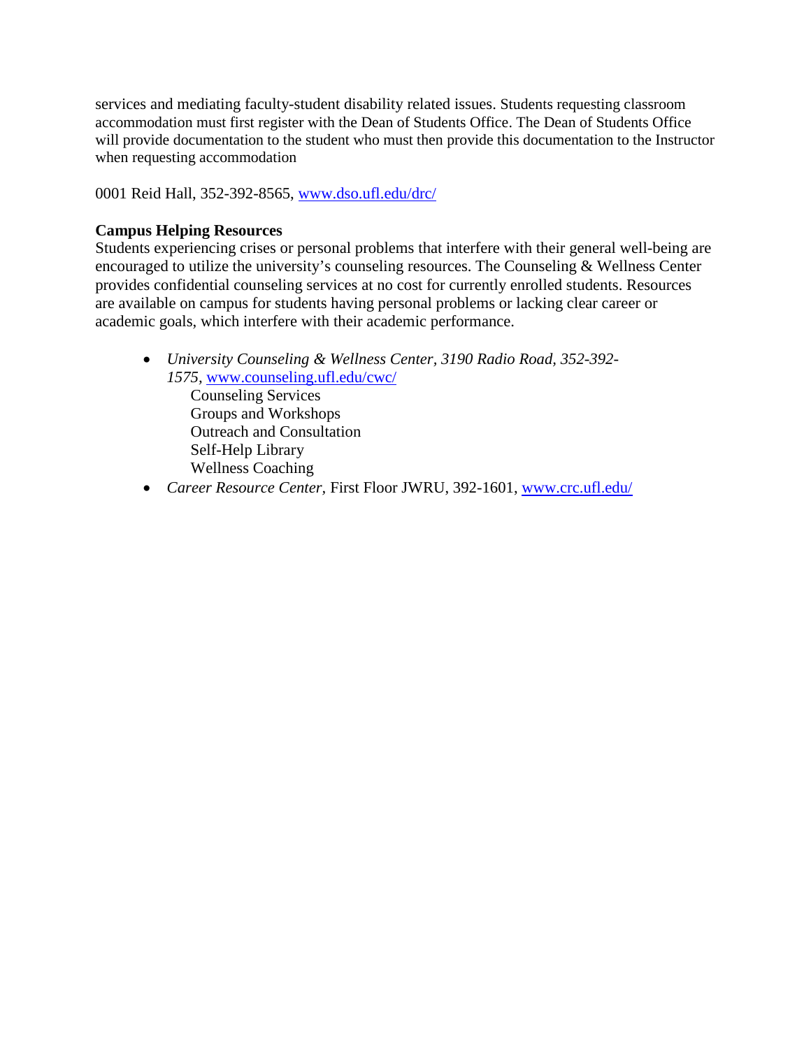services and mediating faculty-student disability related issues. Students requesting classroom accommodation must first register with the Dean of Students Office. The Dean of Students Office will provide documentation to the student who must then provide this documentation to the Instructor when requesting accommodation

0001 Reid Hall, 352-392-8565, www.dso.ufl.edu/drc/

**Campus Helping Resources**
Students experiencing crises or personal problems that interfere with their general well-being are encouraged to utilize the university's counseling resources. The Counseling & Wellness Center provides confidential counseling services at no cost for currently enrolled students. Resources are available on campus for students having personal problems or lacking clear career or academic goals, which interfere with their academic performance.

- *University Counseling & Wellness Center, 3190 Radio Road, 352-392-1575,* www.counseling.ufl.edu/cwc/
  - Counseling Services
  - Groups and Workshops
  - Outreach and Consultation
  - Self-Help Library
  - Wellness Coaching
- *Career Resource Center,* First Floor JWRU, 392-1601, www.crc.ufl.edu/